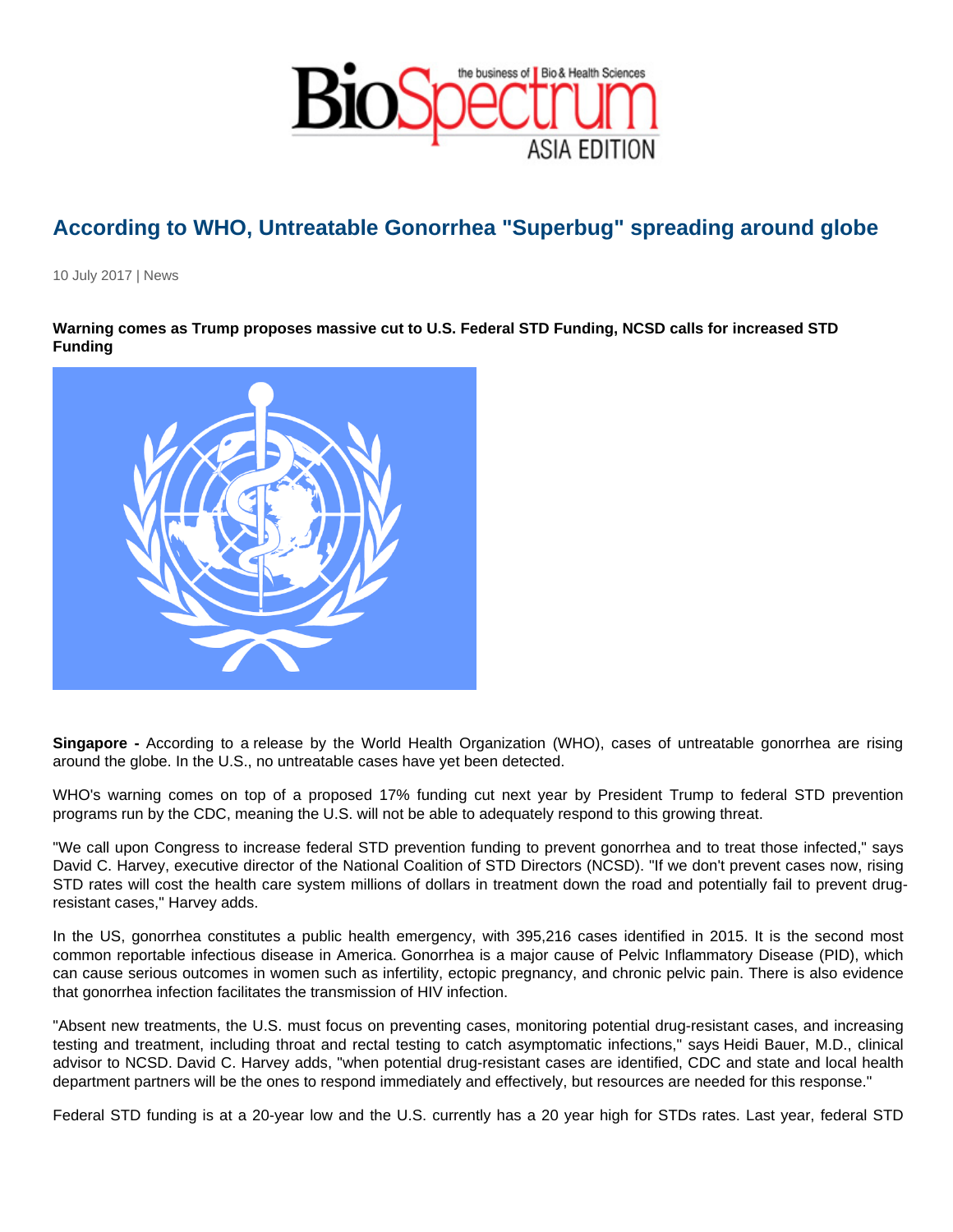# According to WHO, Untreatable Gonorrhea "Superbug" spreading around globe

10 July 2017 | News

**Warning comes as Trump proposes massive cut to U.S. Federal STD Funding, NCSD calls for increased STD Funding**

**Singapore -** According to a release by the World Health Organization (WHO), cases of untreatable gonorrhea are rising around the globe. In the U.S., no untreatable cases have yet been detected.

WHO's warning comes on top of a proposed 17% funding cut next year by President Trump to federal STD prevention programs run by the CDC, meaning the U.S. will not be able to adequately respond to this growing threat.

"We call upon Congress to increase federal STD prevention funding to prevent gonorrhea and to treat those infected," says David C. Harvey, executive director of the National Coalition of STD Directors (NCSD). "If we don't prevent cases now, rising STD rates will cost the health care system millions of dollars in treatment down the road and potentially fail to prevent drug-resistant cases," Harvey adds.

In the US, gonorrhea constitutes a public health emergency, with 395,216 cases identified in 2015. It is the second most common reportable infectious disease in America. Gonorrhea is a major cause of Pelvic Inflammatory Disease (PID), which can cause serious outcomes in women such as infertility, ectopic pregnancy, and chronic pelvic pain. There is also evidence that gonorrhea infection facilitates the transmission of HIV infection.

"Absent new treatments, the U.S. must focus on preventing cases, monitoring potential drug-resistant cases, and increasing testing and treatment, including throat and rectal testing to catch asymptomatic infections," says Heidi Bauer, M.D., clinical advisor to NCSD. David C. Harvey adds, "when potential drug-resistant cases are identified, CDC and state and local health department partners will be the ones to respond immediately and effectively, but resources are needed for this response."

Federal STD funding is at a 20-year low and the U.S. currently has a 20 year high for STDs rates. Last year, federal STD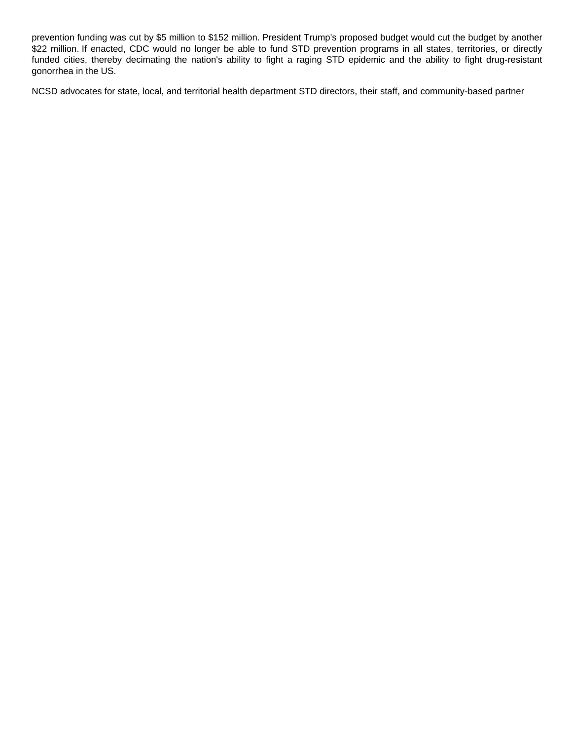prevention funding was cut by $5 million to $152 million. President Trump's proposed budget would cut the budget by another $22 million. If enacted, CDC would no longer be able to fund STD prevention programs in all states, territories, or directly funded cities, thereby decimating the nation's ability to fight a raging STD epidemic and the ability to fight drug-resistant gonorrhea in the US.

NCSD advocates for state, local, and territorial health department STD directors, their staff, and community-based partner